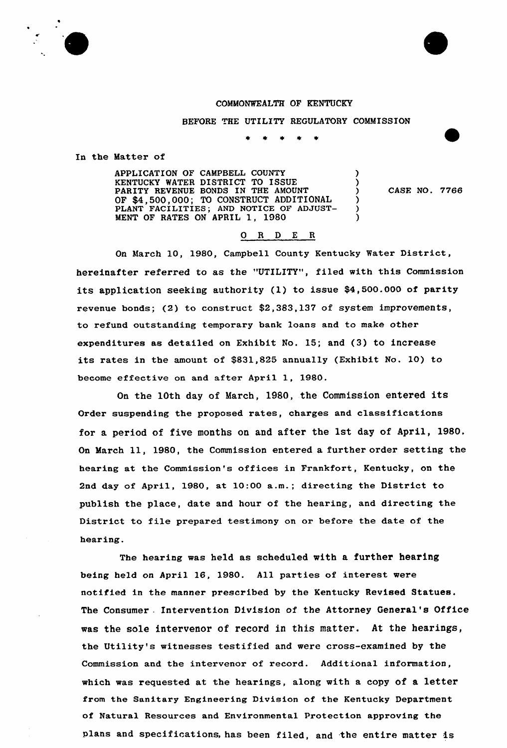COMMONWEALTH OF KENTUCKY

BEFORE THE UTILITY REGULATORY COMMISSION

\* \* \* \* \*

In the Matter of

APPLICATION OF CAMPBELL COUNTY KENTUCKY WATER DISTRICT TO ISSUE PARITY REVENUE BONDS IN THE AMOUNT OF $4,500,000; TO CONSTRUCT ADDITIONAL PLANT FACILITIES; AND NOTICE OF ADJUSTMENT OF RATES ON APRIL 1, 1980 ) CASE NO. 7766

O R D E R

On March 10, 1980, Campbell County Kentucky Water District, hereinafter referred to as the "UTILITY", filed with this Commission its application seeking authority (1) to issue $4,500.000 of parity revenue bonds; (2) to construct $2,383,137 of system improvements, to refund outstanding temporary bank loans and to make other expenditures as detailed on Exhibit No. 15; and (3) to increase its rates in the amount of $831,825 annually (Exhibit No. 10) to become effective on and after April 1, 1980.

On the 10th day of March, 1980, the Commission entered its Order suspending the proposed rates, charges and classifications for a period of five months on and after the 1st day of April, 1980. On March 11, 1980, the Commission entered a further order setting the hearing at the Commission's offices in Frankfort, Kentucky, on the 2nd day of April, 1980, at 10:00 a.m.; directing the District to publish the place, date and hour of the hearing, and directing the District to file prepared testimony on or before the date of the hearing.

The hearing was held as scheduled with a further hearing being held on April 16, 1980. All parties of interest were notified in the manner prescribed by the Kentucky Revised Statues. The Consumer Intervention Division of the Attorney General's Office was the sole intervenor of record in this matter. At the hearings, the Utility's witnesses testified and were cross-examined by the Commission and the intervenor of record. Additional information, which was requested at the hearings, along with a copy of a letter from the Sanitary Engineering Division of the Kentucky Department of Natural Resources and Environmental Protection approving the plans and specifications, has been filed, and the entire matter is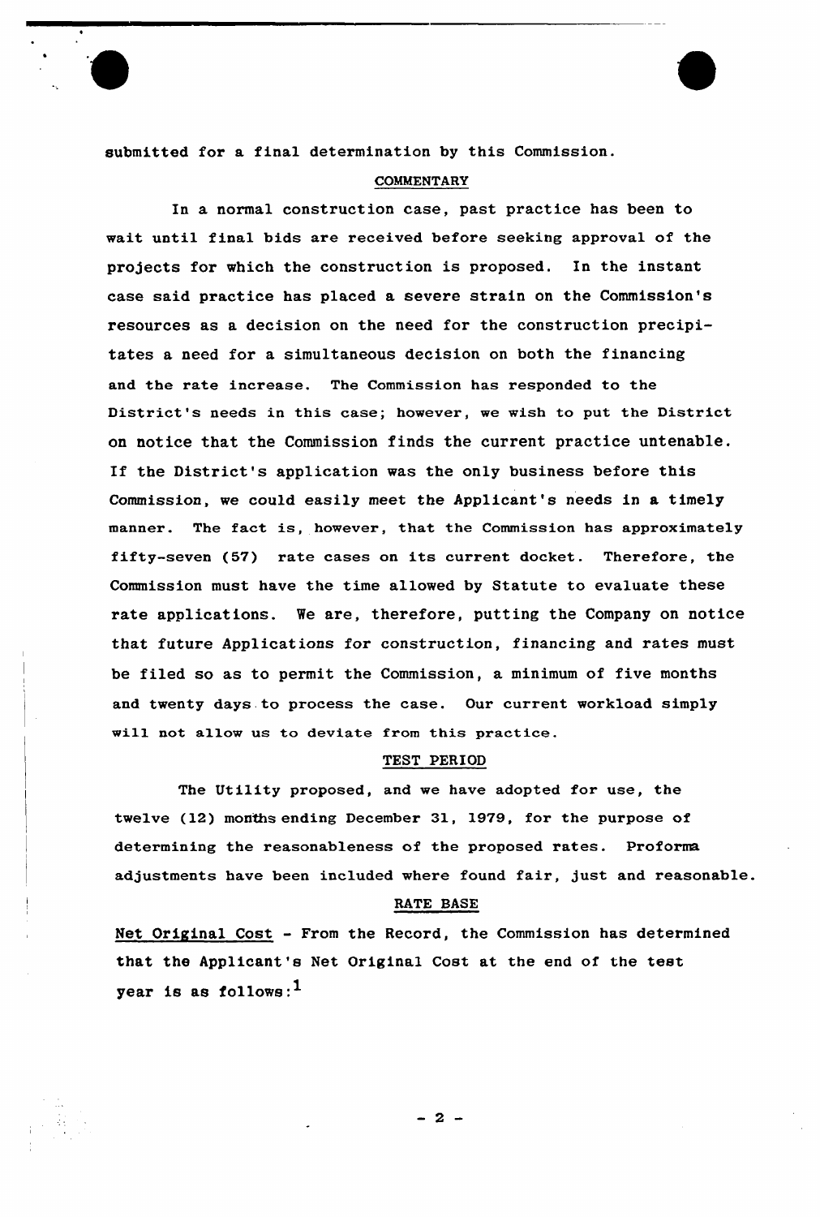submitted for a final determination by this Commission.

## COMMENTARY

In a normal construction case, past practice has been to wait until final bids are received before seeking approval of the projects for which the construction is proposed. In the instant case said practice has placed a severe strain on the Commission's resources as a decision on the need for the construction precipitates a need for a simultaneous decision on both the financing and the rate increase. The Commission has responded to the District's needs in this case; however, we wish to put the District on notice that the Commission finds the current practice untenable. If the District's application was the only business before this Commission, we could easily meet the Applicant's needs in a timely manner. The fact is, however, that the Commission has approximately fifty-seven (57) rate cases on its current docket. Therefore, the Commission must have the time allowed by Statute to evaluate these rate applications. We are, therefore, putting the Company on notice that future Applications for construction, financing and rates must be filed so as to permit the Commission, a minimum of five months and twenty days to process the case. Our current workload simply will not allow us to deviate from this practice.

## TEST PERIOD

The Utility proposed, and we have adopted for use, the twelve (12) months ending December 31, 1979, for the purpose of determining the reasonableness of the proposed rates. Proforma adjustments have been included where found fair, just and reasonable.

## RATE BASE

Net Original Cost - From the Record, the Commission has determined that the Applicant's Net Original Cost at the end of the test year is as follows:[1]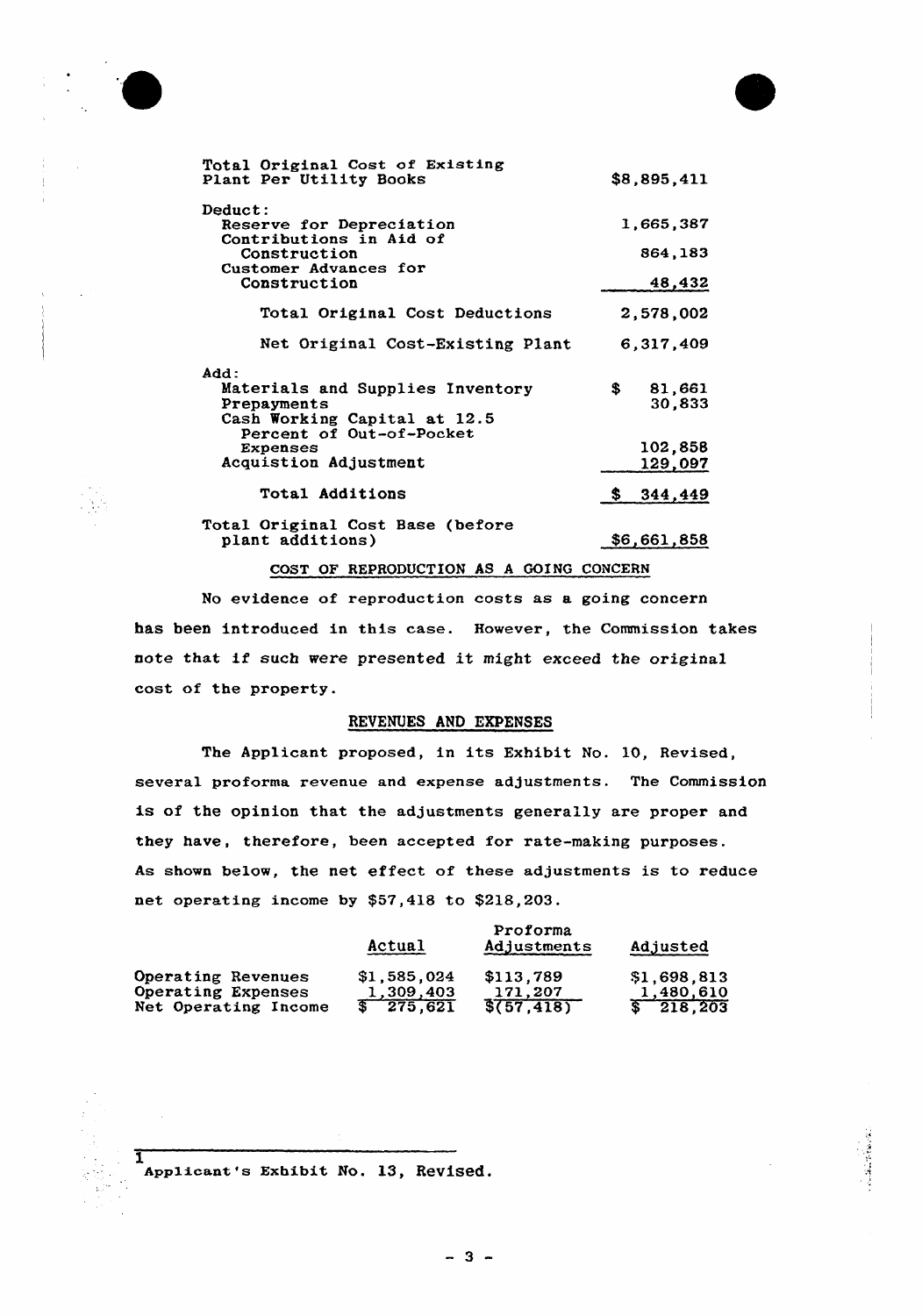| | |
|---|---|
| Total Original Cost of Existing Plant Per Utility Books | $8,895,411 |
| Deduct: | |
| Reserve for Depreciation | 1,665,387 |
| Contributions in Aid of Construction | 864,183 |
| Customer Advances for Construction | 48,432 |
| Total Original Cost Deductions | 2,578,002 |
| Net Original Cost-Existing Plant | 6,317,409 |
| Add: | |
| Materials and Supplies Inventory | $ 81,661 |
| Prepayments | 30,833 |
| Cash Working Capital at 12.5 Percent of Out-of-Pocket Expenses | 102,858 |
| Acquistion Adjustment | 129,097 |
| Total Additions | $ 344,449 |
| Total Original Cost Base (before plant additions) | $6,661,858 |

## COST OF REPRODUCTION AS A GOING CONCERN

No evidence of reproduction costs as a going concern has been introduced in this case. However, the Commission takes note that if such were presented it might exceed the original cost of the property.

## REVENUES AND EXPENSES

The Applicant proposed, in its Exhibit No. 10, Revised, several proforma revenue and expense adjustments. The Commission is of the opinion that the adjustments generally are proper and they have, therefore, been accepted for rate-making purposes. As shown below, the net effect of these adjustments is to reduce net operating income by $57,418 to $218,203.

| | Actual | Proforma Adjustments | Adjusted |
|---|---|---|---|
| Operating Revenues | $1,585,024 | $113,789 | $1,698,813 |
| Operating Expenses | 1,309,403 | 171,207 | 1,480,610 |
| Net Operating Income | $ 275,621 | $(57,418) | $ 218,203 |

[1] Applicant's Exhibit No. 13, Revised.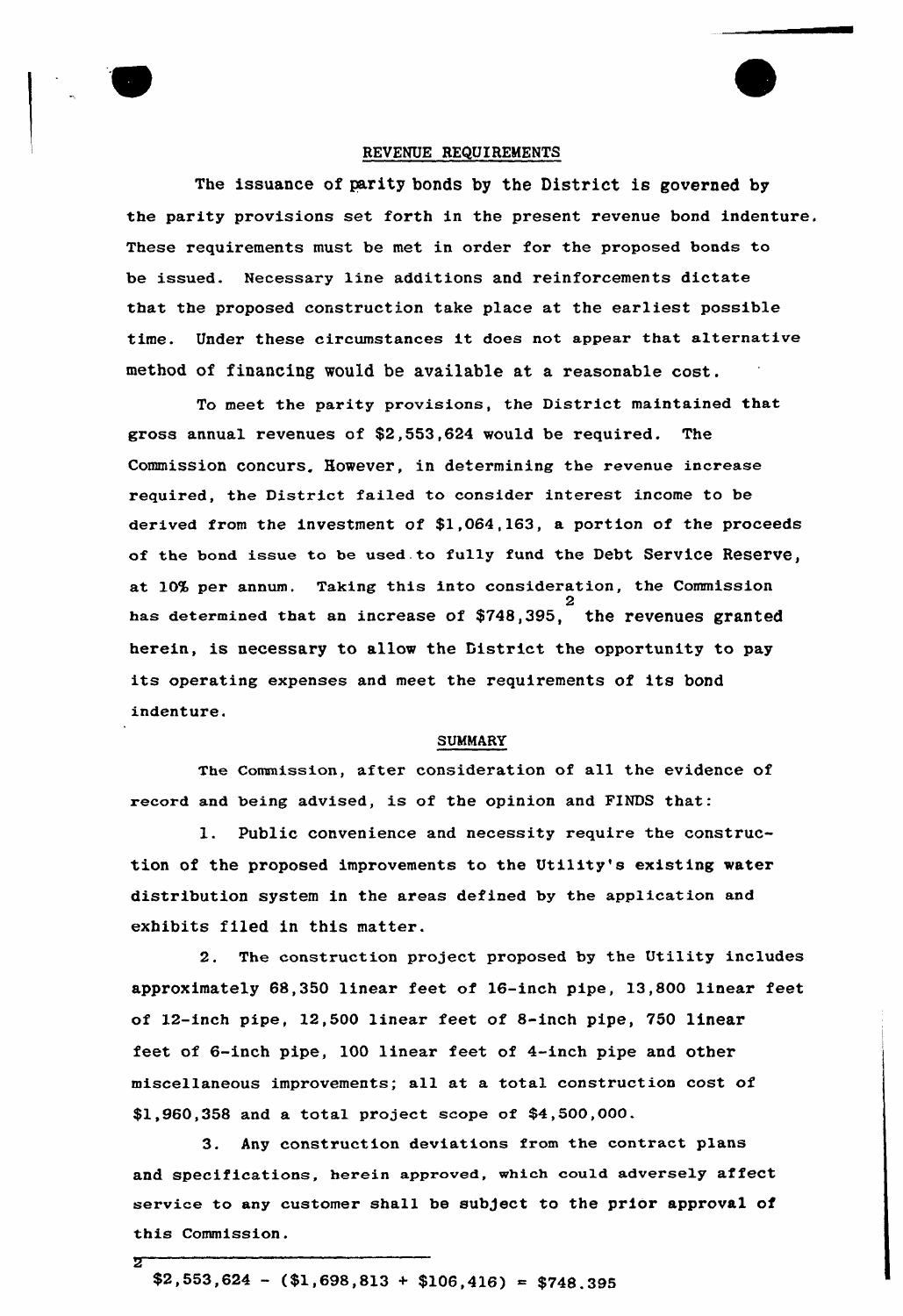## REVENUE REQUIREMENTS

The issuance of parity bonds by the District is governed by the parity provisions set forth in the present revenue bond indenture. These requirements must be met in order for the proposed bonds to be issued. Necessary line additions and reinforcements dictate that the proposed construction take place at the earliest possible time. Under these circumstances it does not appear that alternative method of financing would be available at a reasonable cost.

To meet the parity provisions, the District maintained that gross annual revenues of $2,553,624 would be required. The Commission concurs. However, in determining the revenue increase required, the District failed to consider interest income to be derived from the investment of $1,064,163, a portion of the proceeds of the bond issue to be used to fully fund the Debt Service Reserve, at 10% per annum. Taking this into consideration, the Commission has determined that an increase of $748,395,[2] the revenues granted herein, is necessary to allow the District the opportunity to pay its operating expenses and meet the requirements of its bond indenture.

## SUMMARY

The Commission, after consideration of all the evidence of record and being advised, is of the opinion and FINDS that:

1. Public convenience and necessity require the construction of the proposed improvements to the Utility's existing water distribution system in the areas defined by the application and exhibits filed in this matter.

2. The construction project proposed by the Utility includes approximately 68,350 linear feet of 16-inch pipe, 13,800 linear feet of 12-inch pipe, 12,500 linear feet of 8-inch pipe, 750 linear feet of 6-inch pipe, 100 linear feet of 4-inch pipe and other miscellaneous improvements; all at a total construction cost of $1,960,358 and a total project scope of $4,500,000.

3. Any construction deviations from the contract plans and specifications, herein approved, which could adversely affect service to any customer shall be subject to the prior approval of this Commission.

---

[2] $2,553,624 - ($1,698,813 + $106,416) = $748,395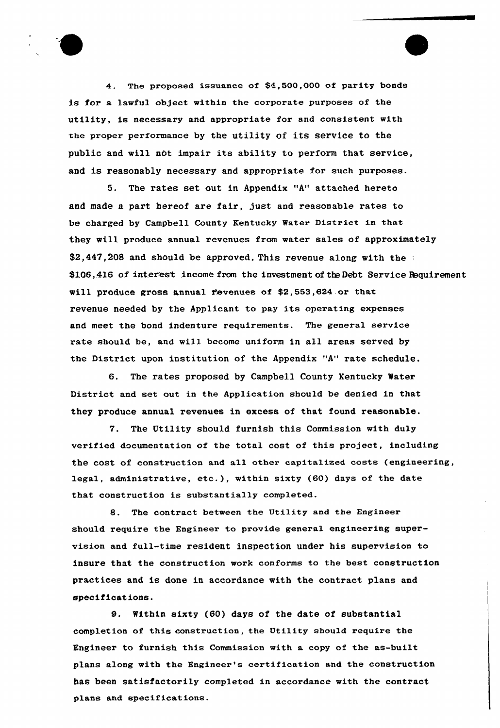4. The proposed issuance of $4,500,000 of parity bonds is for a lawful object within the corporate purposes of the utility, is necessary and appropriate for and consistent with the proper performance by the utility of its service to the public and will not impair its ability to perform that service, and is reasonably necessary and appropriate for such purposes.

5. The rates set out in Appendix "A" attached hereto and made a part hereof are fair, just and reasonable rates to be charged by Campbell County Kentucky Water District in that they will produce annual revenues from water sales of approximately $2,447,208 and should be approved. This revenue along with the $106,416 of interest income from the investment of the Debt Service Requirement will produce gross annual revenues of $2,553,624 or that revenue needed by the Applicant to pay its operating expenses and meet the bond indenture requirements. The general service rate should be, and will become uniform in all areas served by the District upon institution of the Appendix "A" rate schedule.

6. The rates proposed by Campbell County Kentucky Water District and set out in the Application should be denied in that they produce annual revenues in excess of that found reasonable.

7. The Utility should furnish this Commission with duly verified documentation of the total cost of this project, including the cost of construction and all other capitalized costs (engineering, legal, administrative, etc.), within sixty (60) days of the date that construction is substantially completed.

8. The contract between the Utility and the Engineer should require the Engineer to provide general engineering supervision and full-time resident inspection under his supervision to insure that the construction work conforms to the best construction practices and is done in accordance with the contract plans and specifications.

9. Within sixty (60) days of the date of substantial completion of this construction, the Utility should require the Engineer to furnish this Commission with a copy of the as-built plans along with the Engineer's certification and the construction has been satisfactorily completed in accordance with the contract plans and specifications.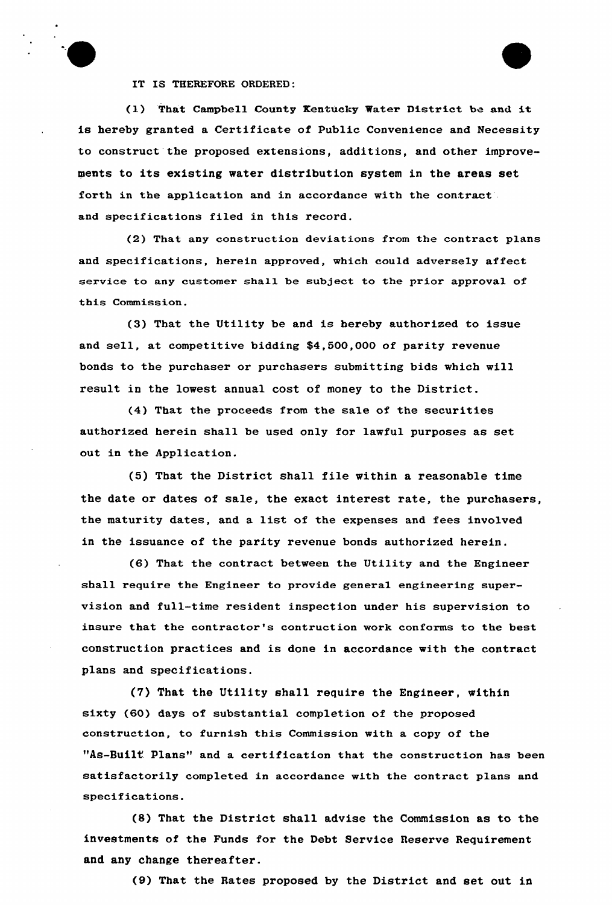IT IS THEREFORE ORDERED:

(1) That Campbell County Kentucky Water District be and it is hereby granted a Certificate of Public Convenience and Necessity to construct the proposed extensions, additions, and other improvements to its existing water distribution system in the areas set forth in the application and in accordance with the contract and specifications filed in this record.

(2) That any construction deviations from the contract plans and specifications, herein approved, which could adversely affect service to any customer shall be subject to the prior approval of this Commission.

(3) That the Utility be and is hereby authorized to issue and sell, at competitive bidding $4,500,000 of parity revenue bonds to the purchaser or purchasers submitting bids which will result in the lowest annual cost of money to the District.

(4) That the proceeds from the sale of the securities authorized herein shall be used only for lawful purposes as set out in the Application.

(5) That the District shall file within a reasonable time the date or dates of sale, the exact interest rate, the purchasers, the maturity dates, and a list of the expenses and fees involved in the issuance of the parity revenue bonds authorized herein.

(6) That the contract between the Utility and the Engineer shall require the Engineer to provide general engineering supervision and full-time resident inspection under his supervision to insure that the contractor's contruction work conforms to the best construction practices and is done in accordance with the contract plans and specifications.

(7) That the Utility shall require the Engineer, within sixty (60) days of substantial completion of the proposed construction, to furnish this Commission with a copy of the "As-Built Plans" and a certification that the construction has been satisfactorily completed in accordance with the contract plans and specifications.

(8) That the District shall advise the Commission as to the investments of the Funds for the Debt Service Reserve Requirement and any change thereafter.

(9) That the Rates proposed by the District and set out in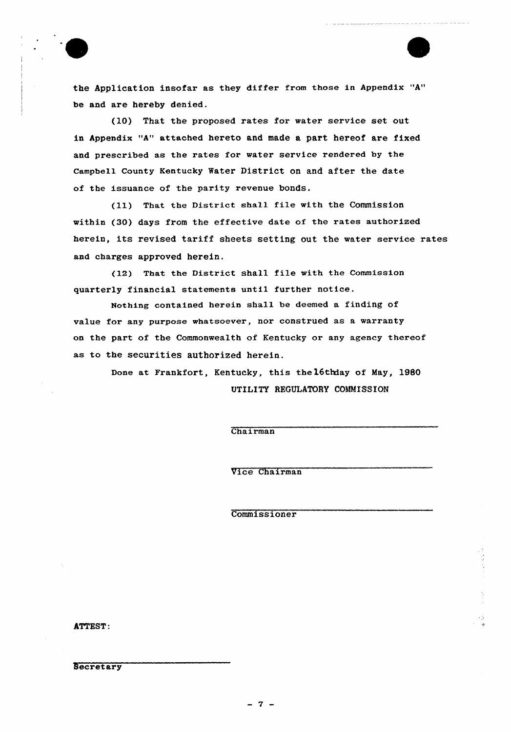the Application insofar as they differ from those in Appendix "A" be and are hereby denied.

(10) That the proposed rates for water service set out in Appendix "A" attached hereto and made a part hereof are fixed and prescribed as the rates for water service rendered by the Campbell County Kentucky Water District on and after the date of the issuance of the parity revenue bonds.

(11) That the District shall file with the Commission within (30) days from the effective date of the rates authorized herein, its revised tariff sheets setting out the water service rates and charges approved herein.

(12) That the District shall file with the Commission quarterly financial statements until further notice.

Nothing contained herein shall be deemed a finding of value for any purpose whatsoever, nor construed as a warranty on the part of the Commonwealth of Kentucky or any agency thereof as to the securities authorized herein.

Done at Frankfort, Kentucky, this the 16th day of May, 1980

UTILITY REGULATORY COMMISSION

Chairman

Vice Chairman

Commissioner

ATTEST:

Secretary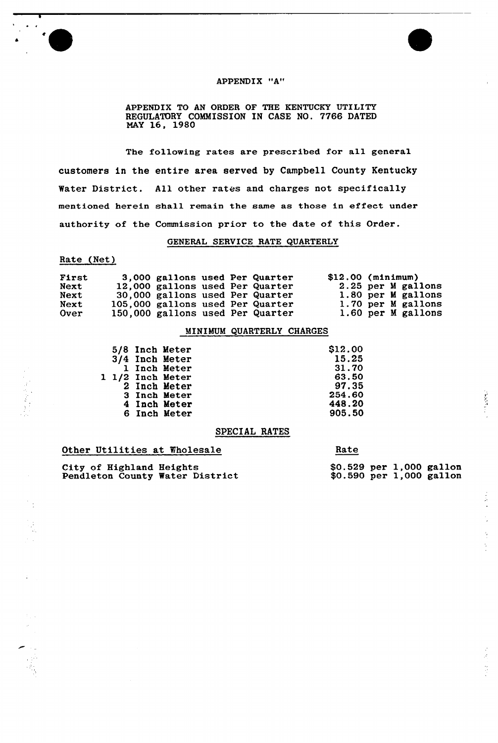APPENDIX "A"

APPENDIX TO AN ORDER OF THE KENTUCKY UTILITY REGULATORY COMMISSION IN CASE NO. 7766 DATED MAY 16, 1980

The following rates are prescribed for all general customers in the entire area served by Campbell County Kentucky Water District. All other rates and charges not specifically mentioned herein shall remain the same as those in effect under authority of the Commission prior to the date of this Order.

GENERAL SERVICE RATE QUARTERLY

Rate (Net)

| | | |
|---|---|---|
| First | 3,000 gallons used Per Quarter | $12.00 (minimum) |
| Next | 12,000 gallons used Per Quarter | 2.25 per M gallons |
| Next | 30,000 gallons used Per Quarter | 1.80 per M gallons |
| Next | 105,000 gallons used Per Quarter | 1.70 per M gallons |
| Over | 150,000 gallons used Per Quarter | 1.60 per M gallons |

MINIMUM QUARTERLY CHARGES

| | |
|---|---|
| 5/8 Inch Meter | $12.00 |
| 3/4 Inch Meter | 15.25 |
| 1 Inch Meter | 31.70 |
| 1 1/2 Inch Meter | 63.50 |
| 2 Inch Meter | 97.35 |
| 3 Inch Meter | 254.60 |
| 4 Inch Meter | 448.20 |
| 6 Inch Meter | 905.50 |

SPECIAL RATES

| Other Utilities at Wholesale | Rate |
|---|---|
| City of Highland Heights | $0.529 per 1,000 gallon |
| Pendleton County Water District | $0.590 per 1,000 gallon |